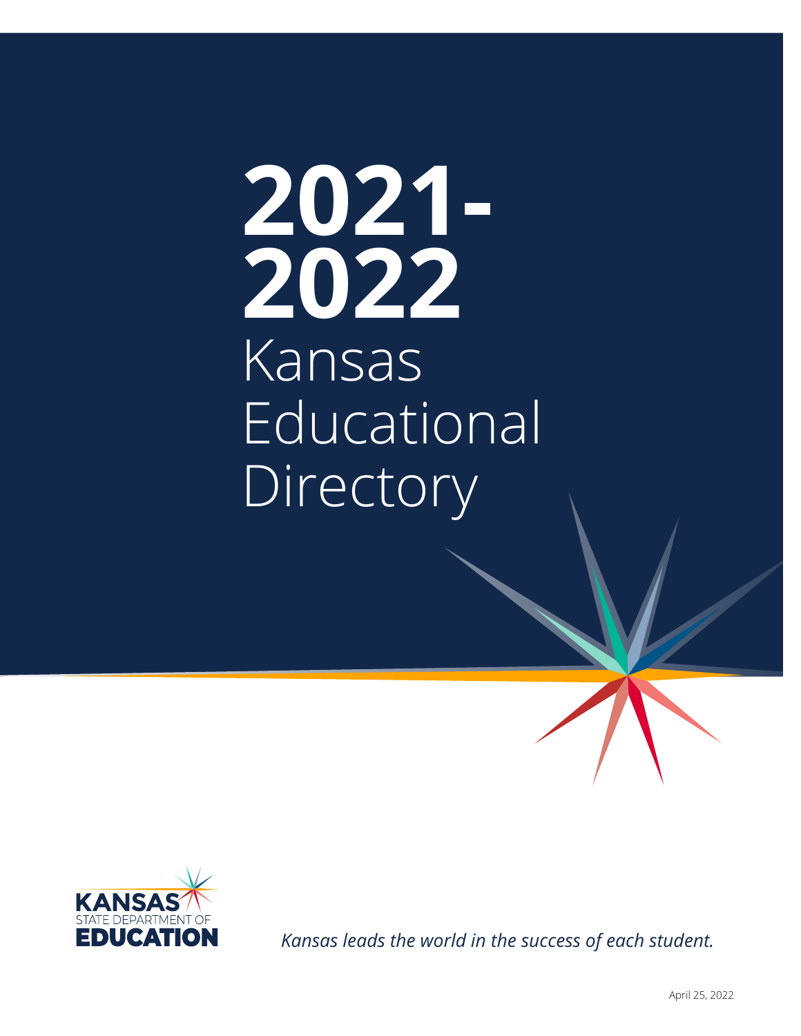# 2021-2022 Kansas Educational Directory

KANSAS STATE DEPARTMENT OF EDUCATION

*Kansas leads the world in the success of each student.*

April 25, 2022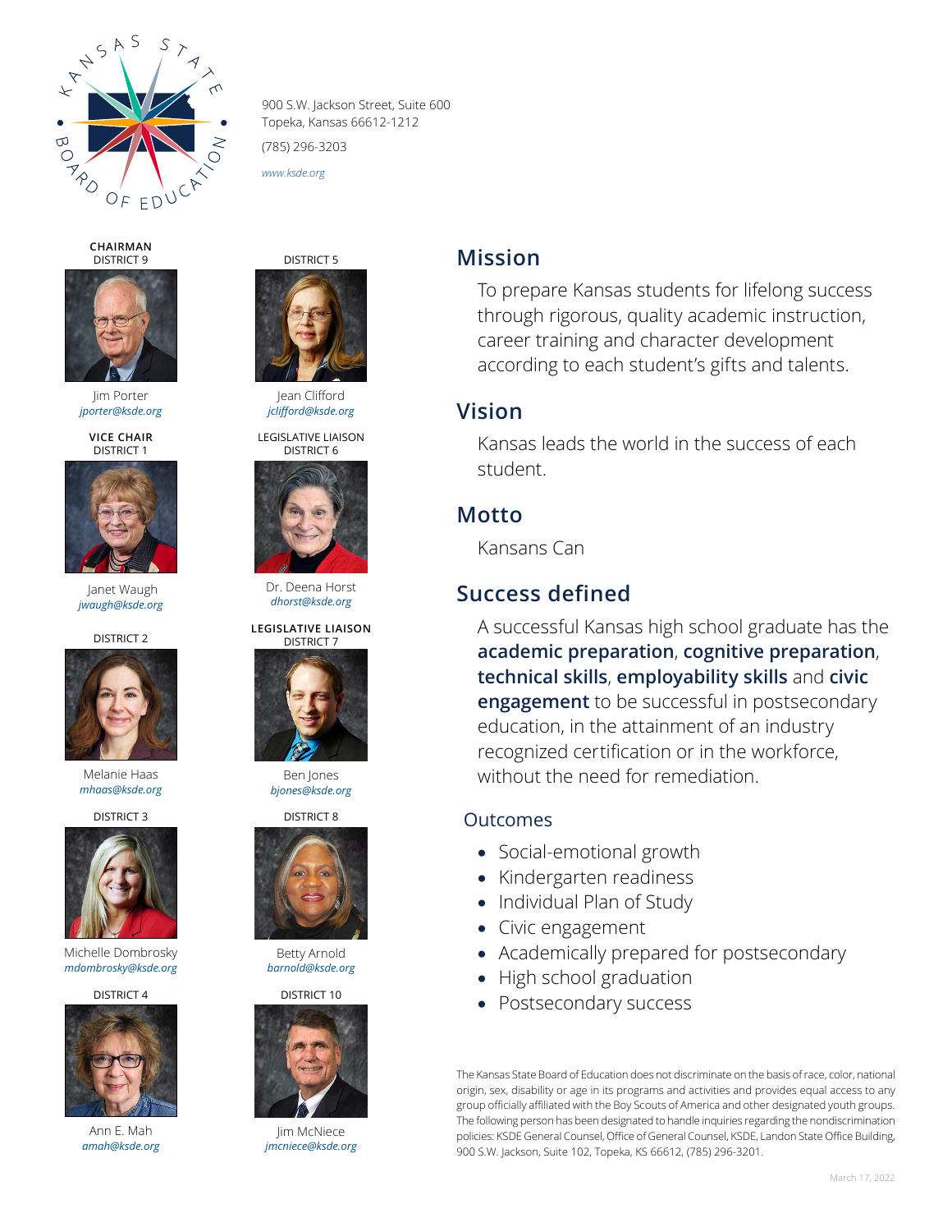Kansas State Board of Education

900 S.W. Jackson Street, Suite 600
Topeka, Kansas 66612-1212

(785) 296-3203

*www.ksde.org*

**CHAIRMAN**
DISTRICT 9

Jim Porter
*jporter@ksde.org*

**VICE CHAIR**
DISTRICT 1

Janet Waugh
*jwaugh@ksde.org*

DISTRICT 2

Melanie Haas
*mhaas@ksde.org*

DISTRICT 3

Michelle Dombrosky
*mdombrosky@ksde.org*

DISTRICT 4

Ann E. Mah
*amah@ksde.org*

DISTRICT 5

Jean Clifford
*jclifford@ksde.org*

LEGISLATIVE LIAISON
DISTRICT 6

Dr. Deena Horst
*dhorst@ksde.org*

**LEGISLATIVE LIAISON**
DISTRICT 7

Ben Jones
*bjones@ksde.org*

DISTRICT 8

Betty Arnold
*barnold@ksde.org*

DISTRICT 10

Jim McNiece
*jmcniece@ksde.org*

## Mission

To prepare Kansas students for lifelong success through rigorous, quality academic instruction, career training and character development according to each student's gifts and talents.

## Vision

Kansas leads the world in the success of each student.

## Motto

Kansans Can

## Success defined

A successful Kansas high school graduate has the **academic preparation**, **cognitive preparation**, **technical skills**, **employability skills** and **civic engagement** to be successful in postsecondary education, in the attainment of an industry recognized certification or in the workforce, without the need for remediation.

### Outcomes

- Social-emotional growth
- Kindergarten readiness
- Individual Plan of Study
- Civic engagement
- Academically prepared for postsecondary
- High school graduation
- Postsecondary success

The Kansas State Board of Education does not discriminate on the basis of race, color, national origin, sex, disability or age in its programs and activities and provides equal access to any group officially affiliated with the Boy Scouts of America and other designated youth groups. The following person has been designated to handle inquiries regarding the nondiscrimination policies: KSDE General Counsel, Office of General Counsel, KSDE, Landon State Office Building, 900 S.W. Jackson, Suite 102, Topeka, KS 66612, (785) 296-3201.

March 17, 2022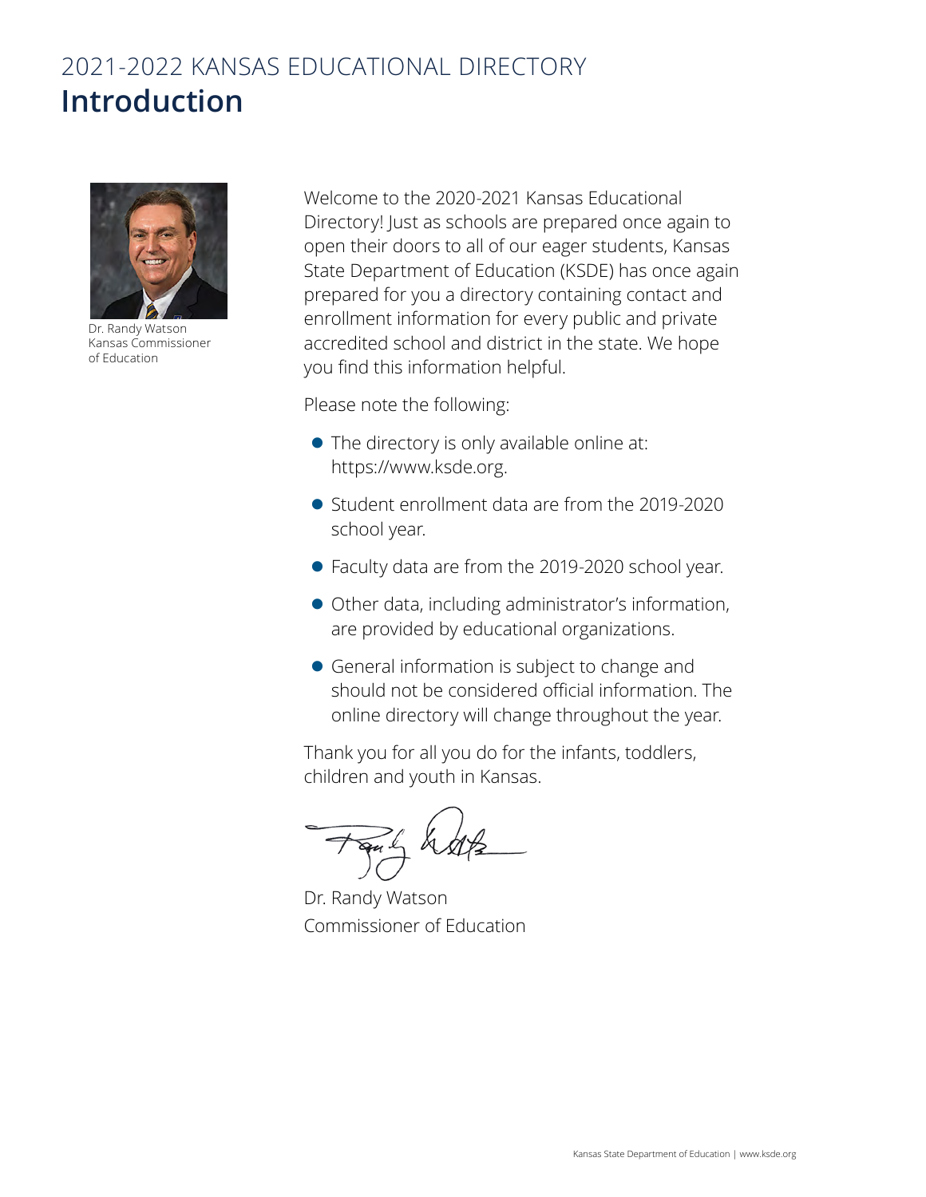2021-2022 KANSAS EDUCATIONAL DIRECTORY

# Introduction

Dr. Randy Watson
Kansas Commissioner of Education

Welcome to the 2020-2021 Kansas Educational Directory! Just as schools are prepared once again to open their doors to all of our eager students, Kansas State Department of Education (KSDE) has once again prepared for you a directory containing contact and enrollment information for every public and private accredited school and district in the state. We hope you find this information helpful.

Please note the following:

- The directory is only available online at: https://www.ksde.org.
- Student enrollment data are from the 2019-2020 school year.
- Faculty data are from the 2019-2020 school year.
- Other data, including administrator's information, are provided by educational organizations.
- General information is subject to change and should not be considered official information. The online directory will change throughout the year.

Thank you for all you do for the infants, toddlers, children and youth in Kansas.

Dr. Randy Watson
Commissioner of Education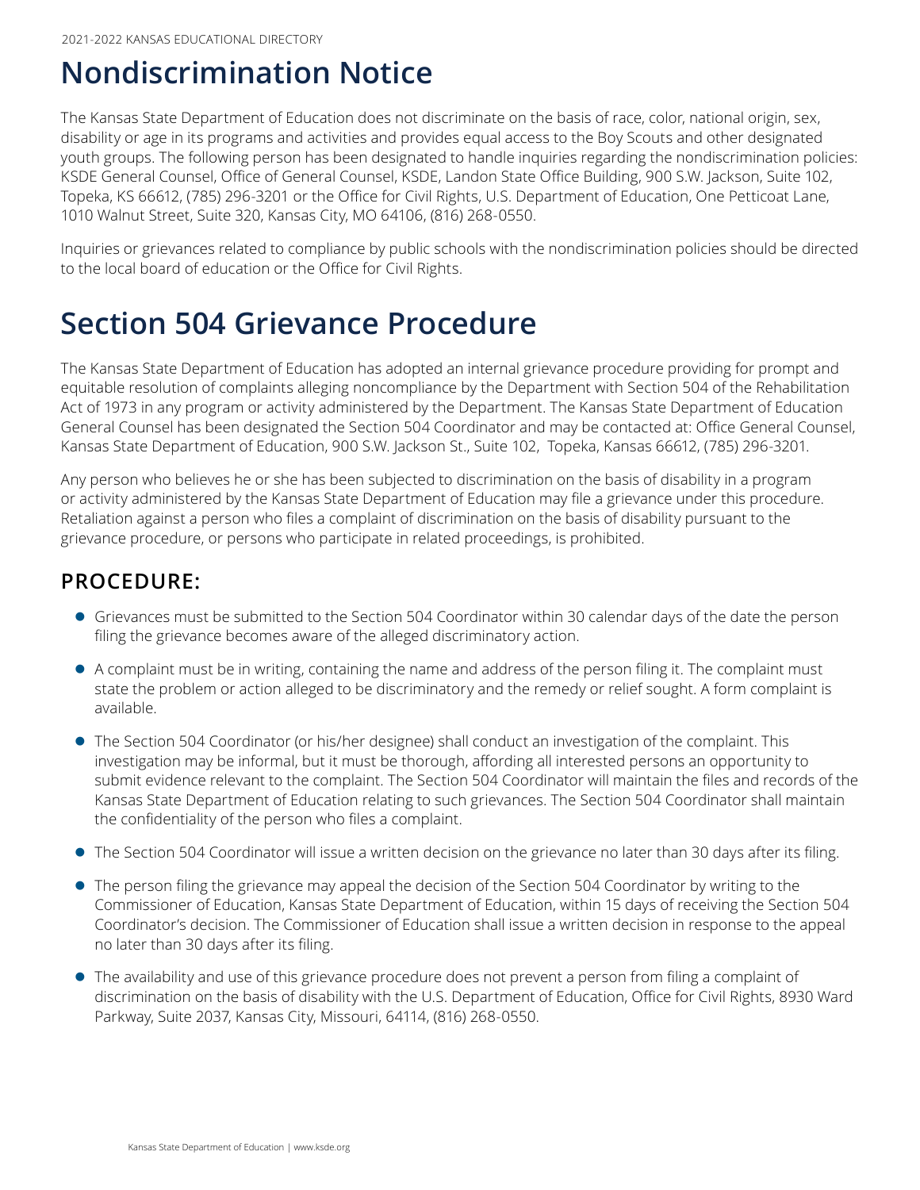# Nondiscrimination Notice

The Kansas State Department of Education does not discriminate on the basis of race, color, national origin, sex, disability or age in its programs and activities and provides equal access to the Boy Scouts and other designated youth groups. The following person has been designated to handle inquiries regarding the nondiscrimination policies: KSDE General Counsel, Office of General Counsel, KSDE, Landon State Office Building, 900 S.W. Jackson, Suite 102, Topeka, KS 66612, (785) 296-3201 or the Office for Civil Rights, U.S. Department of Education, One Petticoat Lane, 1010 Walnut Street, Suite 320, Kansas City, MO 64106, (816) 268-0550.

Inquiries or grievances related to compliance by public schools with the nondiscrimination policies should be directed to the local board of education or the Office for Civil Rights.

# Section 504 Grievance Procedure

The Kansas State Department of Education has adopted an internal grievance procedure providing for prompt and equitable resolution of complaints alleging noncompliance by the Department with Section 504 of the Rehabilitation Act of 1973 in any program or activity administered by the Department. The Kansas State Department of Education General Counsel has been designated the Section 504 Coordinator and may be contacted at: Office General Counsel, Kansas State Department of Education, 900 S.W. Jackson St., Suite 102, Topeka, Kansas 66612, (785) 296-3201.

Any person who believes he or she has been subjected to discrimination on the basis of disability in a program or activity administered by the Kansas State Department of Education may file a grievance under this procedure. Retaliation against a person who files a complaint of discrimination on the basis of disability pursuant to the grievance procedure, or persons who participate in related proceedings, is prohibited.

## PROCEDURE:

- Grievances must be submitted to the Section 504 Coordinator within 30 calendar days of the date the person filing the grievance becomes aware of the alleged discriminatory action.
- A complaint must be in writing, containing the name and address of the person filing it. The complaint must state the problem or action alleged to be discriminatory and the remedy or relief sought. A form complaint is available.
- The Section 504 Coordinator (or his/her designee) shall conduct an investigation of the complaint. This investigation may be informal, but it must be thorough, affording all interested persons an opportunity to submit evidence relevant to the complaint. The Section 504 Coordinator will maintain the files and records of the Kansas State Department of Education relating to such grievances. The Section 504 Coordinator shall maintain the confidentiality of the person who files a complaint.
- The Section 504 Coordinator will issue a written decision on the grievance no later than 30 days after its filing.
- The person filing the grievance may appeal the decision of the Section 504 Coordinator by writing to the Commissioner of Education, Kansas State Department of Education, within 15 days of receiving the Section 504 Coordinator's decision. The Commissioner of Education shall issue a written decision in response to the appeal no later than 30 days after its filing.
- The availability and use of this grievance procedure does not prevent a person from filing a complaint of discrimination on the basis of disability with the U.S. Department of Education, Office for Civil Rights, 8930 Ward Parkway, Suite 2037, Kansas City, Missouri, 64114, (816) 268-0550.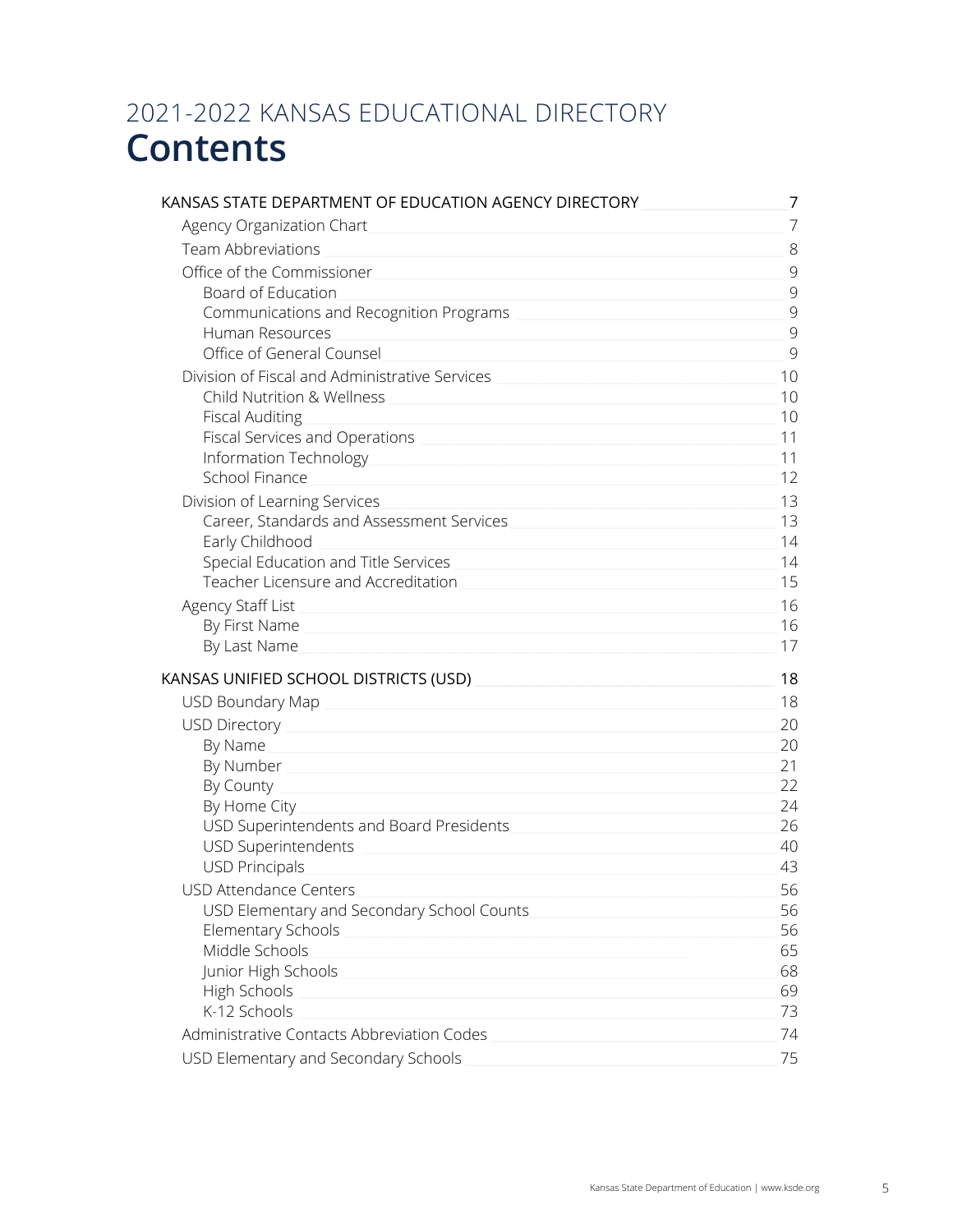# 2021-2022 KANSAS EDUCATIONAL DIRECTORY
# Contents

- KANSAS STATE DEPARTMENT OF EDUCATION AGENCY DIRECTORY 7
  - Agency Organization Chart 7
  - Team Abbreviations 8
  - Office of the Commissioner 9
    - Board of Education 9
    - Communications and Recognition Programs 9
    - Human Resources 9
    - Office of General Counsel 9
  - Division of Fiscal and Administrative Services 10
    - Child Nutrition & Wellness 10
    - Fiscal Auditing 10
    - Fiscal Services and Operations 11
    - Information Technology 11
    - School Finance 12
  - Division of Learning Services 13
    - Career, Standards and Assessment Services 13
    - Early Childhood 14
    - Special Education and Title Services 14
    - Teacher Licensure and Accreditation 15
  - Agency Staff List 16
    - By First Name 16
    - By Last Name 17
- KANSAS UNIFIED SCHOOL DISTRICTS (USD) 18
  - USD Boundary Map 18
  - USD Directory 20
    - By Name 20
    - By Number 21
    - By County 22
    - By Home City 24
    - USD Superintendents and Board Presidents 26
    - USD Superintendents 40
    - USD Principals 43
  - USD Attendance Centers 56
    - USD Elementary and Secondary School Counts 56
    - Elementary Schools 56
    - Middle Schools 65
    - Junior High Schools 68
    - High Schools 69
    - K-12 Schools 73
  - Administrative Contacts Abbreviation Codes 74
  - USD Elementary and Secondary Schools 75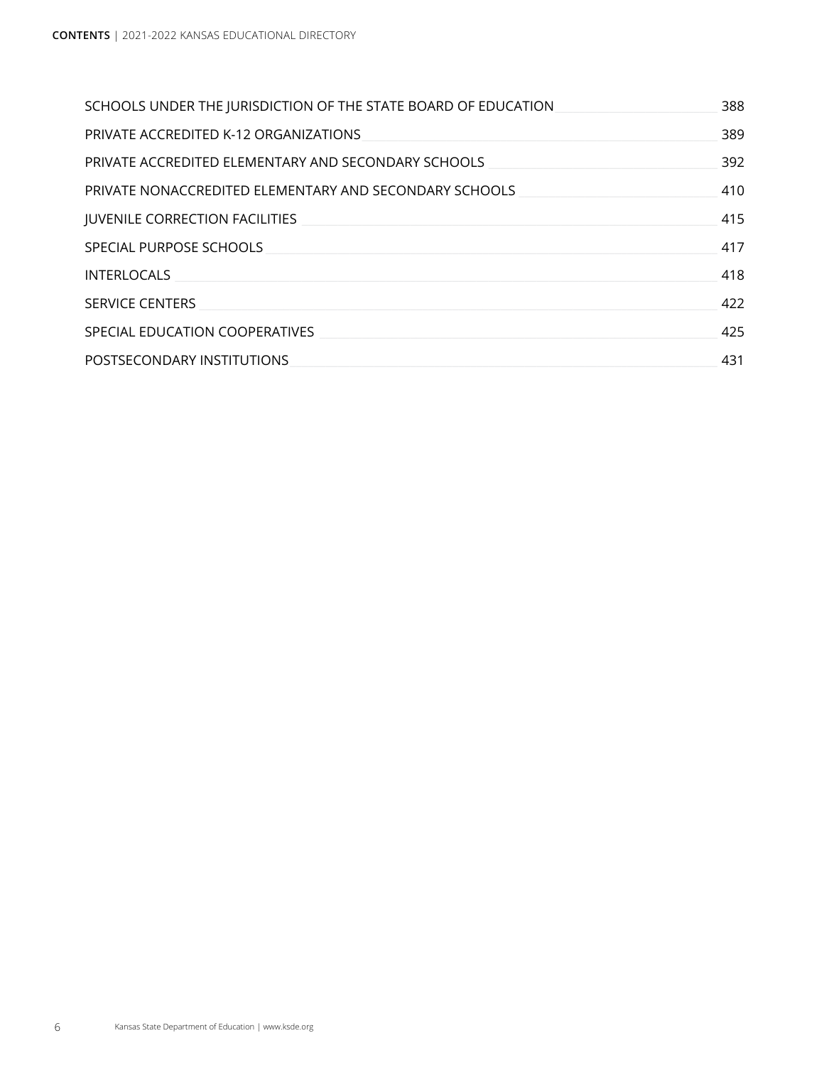| | |
|---|---|
| SCHOOLS UNDER THE JURISDICTION OF THE STATE BOARD OF EDUCATION | 388 |
| PRIVATE ACCREDITED K-12 ORGANIZATIONS | 389 |
| PRIVATE ACCREDITED ELEMENTARY AND SECONDARY SCHOOLS | 392 |
| PRIVATE NONACCREDITED ELEMENTARY AND SECONDARY SCHOOLS | 410 |
| JUVENILE CORRECTION FACILITIES | 415 |
| SPECIAL PURPOSE SCHOOLS | 417 |
| INTERLOCALS | 418 |
| SERVICE CENTERS | 422 |
| SPECIAL EDUCATION COOPERATIVES | 425 |
| POSTSECONDARY INSTITUTIONS | 431 |